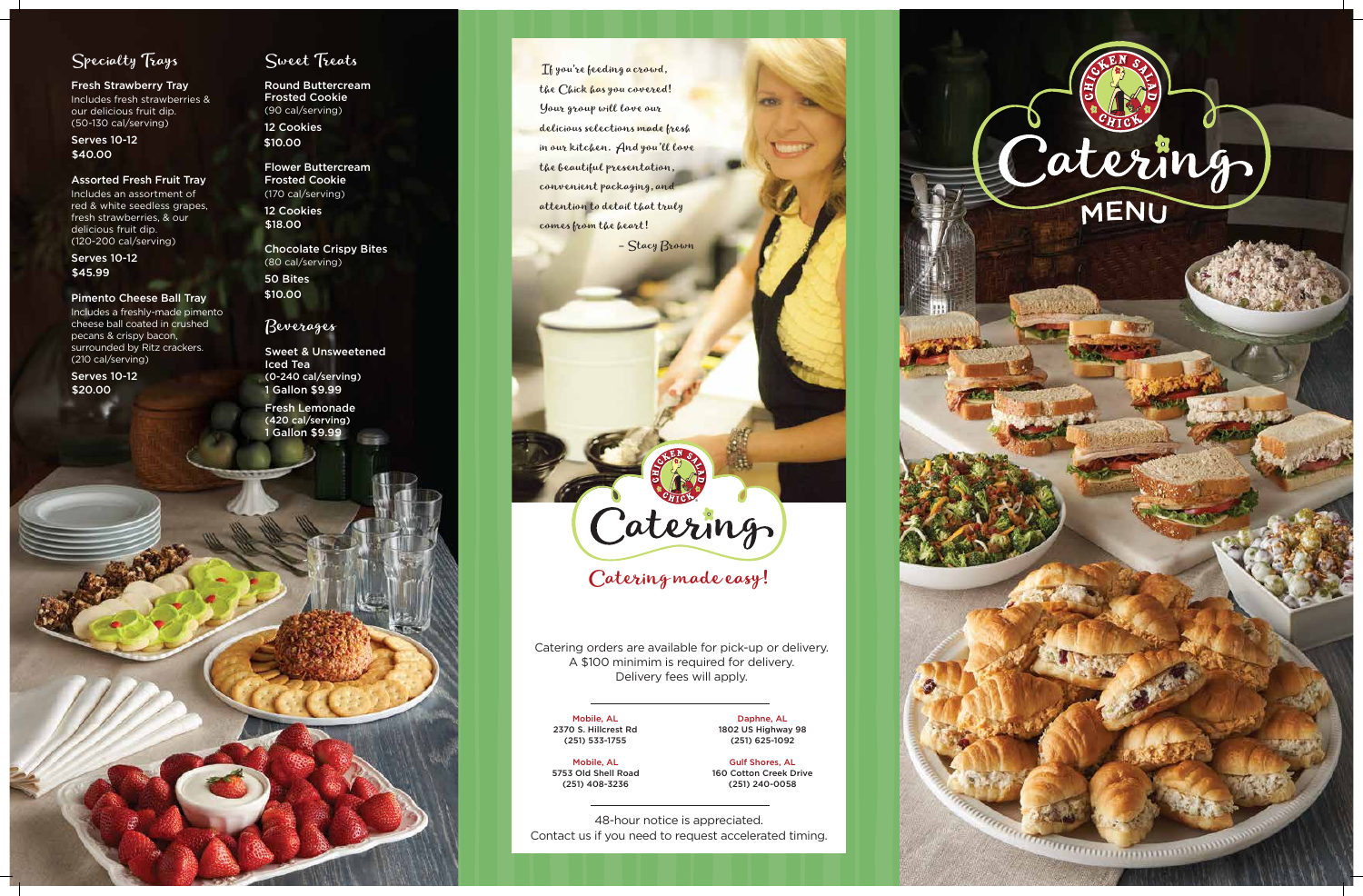## Specialty Trays

**Fresh Strawberry Tray**
Includes fresh strawberries & our delicious fruit dip.
(50-130 cal/serving)

**Serves 10-12**
**$40.00**

**Assorted Fresh Fruit Tray**
Includes an assortment of red & white seedless grapes, fresh strawberries, & our delicious fruit dip.
(120-200 cal/serving)

**Serves 10-12**
**$45.99**

**Pimento Cheese Ball Tray**
Includes a freshly-made pimento cheese ball coated in crushed pecans & crispy bacon, surrounded by Ritz crackers.
(210 cal/serving)

**Serves 10-12**
**$20.00**

## Sweet Treats

**Round Buttercream Frosted Cookie**
(90 cal/serving)

**12 Cookies**
**$10.00**

**Flower Buttercream Frosted Cookie**
(170 cal/serving)

**12 Cookies**
**$18.00**

**Chocolate Crispy Bites**
(80 cal/serving)

**50 Bites**
**$10.00**

## Beverages

**Sweet & Unsweetened Iced Tea**
(0-240 cal/serving)
1 Gallon $9.99

**Fresh Lemonade**
(420 cal/serving)
1 Gallon $9.99

*If you're feeding a crowd, the Chick has you covered! Your group will love our delicious selections made fresh in our kitchen. And you'll love the beautiful presentation, convenient packaging, and attention to detail that truly comes from the heart!*

*– Stacy Brown*

Chicken Salad Chick

# Catering

## Catering made easy!

Catering orders are available for pick-up or delivery. A $100 minimim is required for delivery. Delivery fees will apply.

**Mobile, AL**
2370 S. Hillcrest Rd
(251) 533-1755

**Daphne, AL**
1802 US Highway 98
(251) 625-1092

**Mobile, AL**
5753 Old Shell Road
(251) 408-3236

**Gulf Shores, AL**
160 Cotton Creek Drive
(251) 240-0058

48-hour notice is appreciated.
Contact us if you need to request accelerated timing.

Chicken Salad Chick

# Catering MENU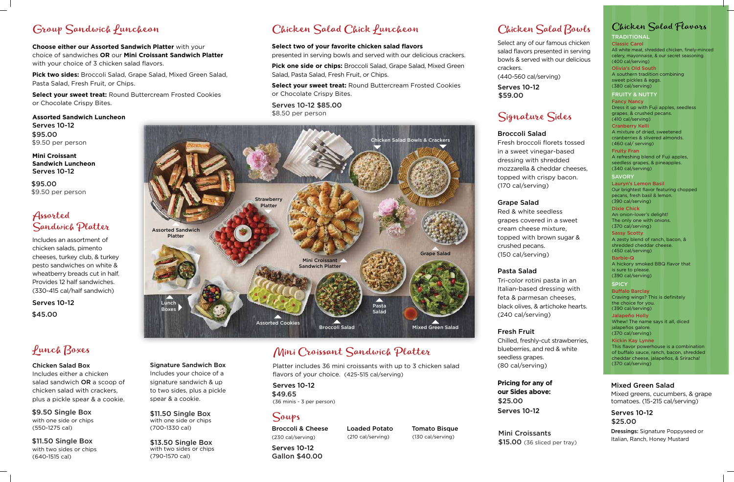## Group Sandwich Luncheon

**Choose either our Assorted Sandwich Platter** with your choice of sandwiches **OR** our **Mini Croissant Sandwich Platter** with your choice of 3 chicken salad flavors.

**Pick two sides:** Broccoli Salad, Grape Salad, Mixed Green Salad, Pasta Salad, Fresh Fruit, or Chips.

**Select your sweet treat:** Round Buttercream Frosted Cookies or Chocolate Crispy Bites.

**Assorted Sandwich Luncheon**
Serves 10-12
$95.00
$9.50 per person

**Mini Croissant Sandwich Luncheon**
Serves 10-12
$95.00
$9.50 per person

## Assorted Sandwich Platter

Includes an assortment of chicken salads, pimento cheeses, turkey club, & turkey pesto sandwiches on white & wheatberry breads cut in half. Provides 12 half sandwiches. (330-415 cal/half sandwich)

Serves 10-12
$45.00

## Lunch Boxes

**Chicken Salad Box**
Includes either a chicken salad sandwich **OR** a scoop of chicken salad with crackers, plus a pickle spear & a cookie.

$9.50 Single Box
with one side or chips
(550-1275 cal)

$11.50 Single Box
with two sides or chips
(640-1515 cal)

**Signature Sandwich Box**
Includes your choice of a signature sandwich & up to two sides, plus a pickle spear & a cookie.

$11.50 Single Box
with one side or chips
(700-1330 cal)

$13.50 Single Box
with two sides or chips
(790-1570 cal)

## Chicken Salad Chick Luncheon

**Select two of your favorite chicken salad flavors** presented in serving bowls and served with our delicious crackers.

**Pick one side or chips:** Broccoli Salad, Grape Salad, Mixed Green Salad, Pasta Salad, Fresh Fruit, or Chips.

**Select your sweet treat:** Round Buttercream Frosted Cookies or Chocolate Crispy Bites.

Serves 10-12 $85.00
$8.50 per person

Chicken Salad Bowls & Crackers
Strawberry Platter
Assorted Sandwich Platter
Mini Croissant Sandwich Platter
Grape Salad
Lunch Boxes
Pasta Salad
Assorted Cookies
Broccoli Salad
Mixed Green Salad

## Mini Croissant Sandwich Platter

Platter includes 36 mini croissants with up to 3 chicken salad flavors of your choice. (425-515 cal/serving)

Serves 10-12
$49.65
(36 minis - 3 per person)

## Soups

**Broccoli & Cheese** (230 cal/serving)
**Loaded Potato** (210 cal/serving)
**Tomato Bisque** (130 cal/serving)

Serves 10-12
Gallon $40.00

## Chicken Salad Bowls

Select any of our famous chicken salad flavors presented in serving bowls & served with our delicious crackers.
(440-560 cal/serving)

Serves 10-12
$59.00

## Signature Sides

**Broccoli Salad**
Fresh broccoli florets tossed in a sweet vinegar-based dressing with shredded mozzarella & cheddar cheeses, topped with crispy bacon. (170 cal/serving)

**Grape Salad**
Red & white seedless grapes covered in a sweet cream cheese mixture, topped with brown sugar & crushed pecans. (150 cal/serving)

**Pasta Salad**
Tri-color rotini pasta in an Italian-based dressing with feta & parmesan cheeses, black olives, & artichoke hearts. (240 cal/serving)

**Fresh Fruit**
Chilled, freshly-cut strawberries, blueberries, and red & white seedless grapes. (80 cal/serving)

**Pricing for any of our Sides above:**
$25.00
Serves 10-12

**Mini Croissants**
$15.00 (36 sliced per tray)

## Chicken Salad Flavors

### TRADITIONAL

**Classic Carol**
All white meat, shredded chicken, finely-minced celery, mayonnaise, & our secret seasoning. (400 cal/serving)

**Olivia's Old South**
A southern tradition combining sweet pickles & eggs. (380 cal/serving)

### FRUITY & NUTTY

**Fancy Nancy**
Dress it up with Fuji apples, seedless grapes, & crushed pecans. (410 cal/serving)

**Cranberry Kelli**
A mixture of dried, sweetened cranberries & slivered almonds. (460 cal/ serving)

**Fruity Fran**
A refreshing blend of Fuji apples, seedless grapes, & pineapples. (340 cal/serving)

### SAVORY

**Lauryn's Lemon Basil**
Our brightest flavor featuring chopped pecans, fresh basil & lemon. (390 cal/serving)

**Dixie Chick**
An onion-lover's delight! The only one with onions. (370 cal/serving)

**Sassy Scotty**
A zesty blend of ranch, bacon, & shredded cheddar cheese. (450 cal/serving)

**Barbie-Q**
A hickory smoked BBQ flavor that is sure to please. (390 cal/serving)

### SPICY

**Buffalo Barclay**
Craving wings? This is definitely the choice for you. (390 cal/serving)

**Jalapeño Holly**
Whew! The name says it all, diced jalapeños galore. (370 cal/serving)

**Kickin Kay Lynne**
This flavor powerhouse is a combination of buffalo sauce, ranch, bacon, shredded cheddar cheese, jalapeños, & Sriracha! (370 cal/serving)

**Mixed Green Salad**
Mixed greens, cucumbers, & grape tomatoes. (15-215 cal/serving)

Serves 10-12
$25.00

**Dressings:** Signature Poppyseed or Italian, Ranch, Honey Mustard